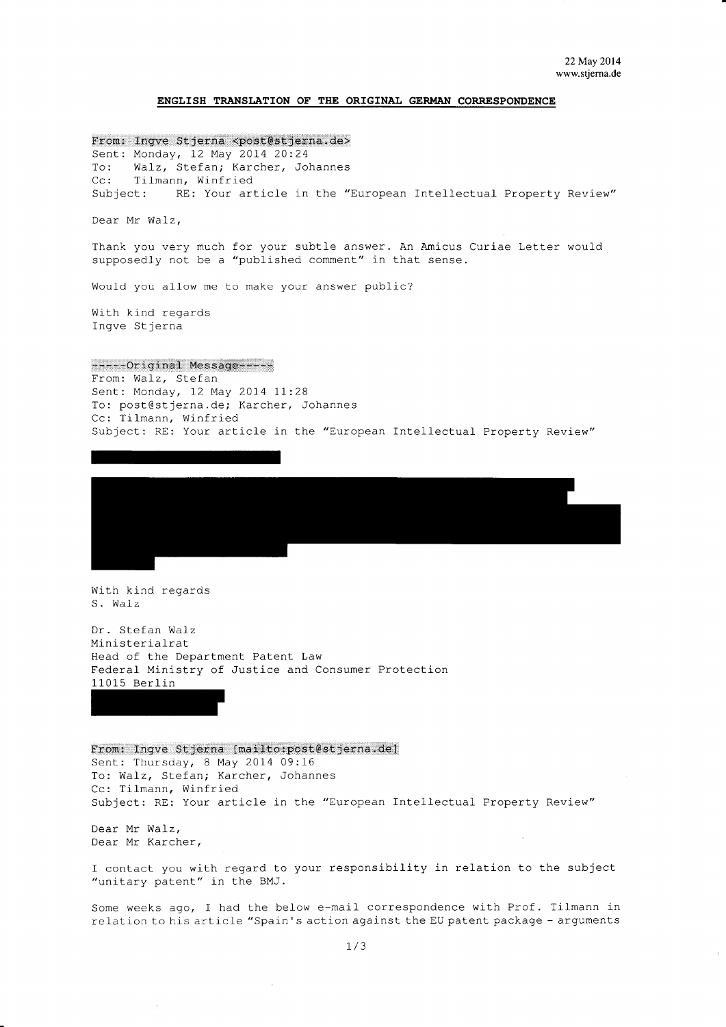22 May 2014
www.stjerna.de

**ENGLISH TRANSLATION OF THE ORIGINAL GERMAN CORRESPONDENCE**

From: Ingve Stjerna <post@stjerna.de>
Sent: Monday, 12 May 2014 20:24
To: Walz, Stefan; Karcher, Johannes
Cc: Tilmann, Winfried
Subject: RE: Your article in the "European Intellectual Property Review"

Dear Mr Walz,

Thank you very much for your subtle answer. An Amicus Curiae Letter would supposedly not be a "published comment" in that sense.

Would you allow me to make your answer public?

With kind regards
Ingve Stjerna

-----Original Message-----
From: Walz, Stefan
Sent: Monday, 12 May 2014 11:28
To: post@stjerna.de; Karcher, Johannes
Cc: Tilmann, Winfried
Subject: RE: Your article in the "European Intellectual Property Review"

With kind regards
S. Walz

Dr. Stefan Walz
Ministerialrat
Head of the Department Patent Law
Federal Ministry of Justice and Consumer Protection
11015 Berlin

From: Ingve Stjerna [mailto:post@stjerna.de]
Sent: Thursday, 8 May 2014 09:16
To: Walz, Stefan; Karcher, Johannes
Cc: Tilmann, Winfried
Subject: RE: Your article in the "European Intellectual Property Review"

Dear Mr Walz,
Dear Mr Karcher,

I contact you with regard to your responsibility in relation to the subject "unitary patent" in the BMJ.

Some weeks ago, I had the below e-mail correspondence with Prof. Tilmann in relation to his article "Spain's action against the EU patent package - arguments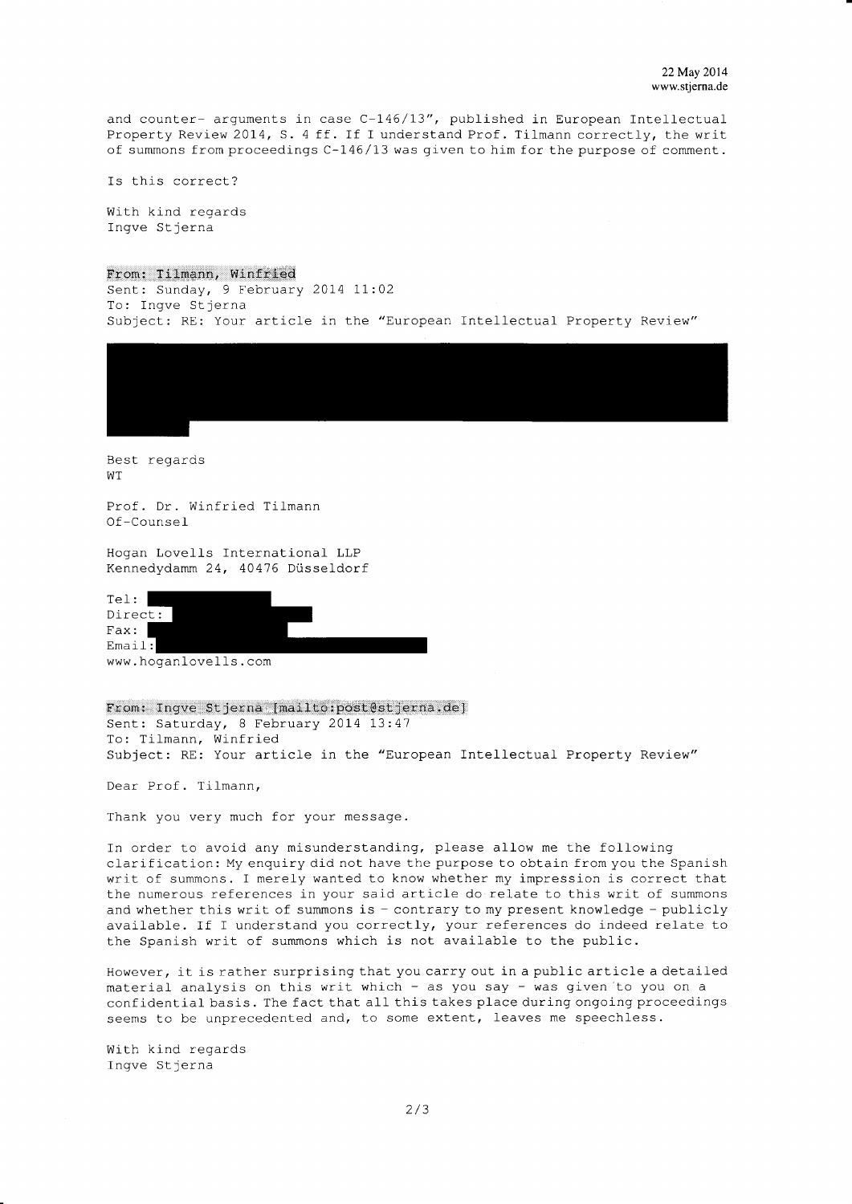and counter- arguments in case C-146/13", published in European Intellectual Property Review 2014, S. 4 ff. If I understand Prof. Tilmann correctly, the writ of summons from proceedings C-146/13 was given to him for the purpose of comment.

Is this correct?

With kind regards
Ingve Stjerna

**From: Tilmann, Winfried**
Sent: Sunday, 9 February 2014 11:02
To: Ingve Stjerna
Subject: RE: Your article in the "European Intellectual Property Review"

Best regards
WT

Prof. Dr. Winfried Tilmann
Of-Counsel

Hogan Lovells International LLP
Kennedydamm 24, 40476 Düsseldorf

Tel:
Direct:
Fax:
Email:
www.hoganlovells.com

**From: Ingve Stjerna [mailto:post@stjerna.de]**
Sent: Saturday, 8 February 2014 13:47
To: Tilmann, Winfried
Subject: RE: Your article in the "European Intellectual Property Review"

Dear Prof. Tilmann,

Thank you very much for your message.

In order to avoid any misunderstanding, please allow me the following clarification: My enquiry did not have the purpose to obtain from you the Spanish writ of summons. I merely wanted to know whether my impression is correct that the numerous references in your said article do relate to this writ of summons and whether this writ of summons is - contrary to my present knowledge - publicly available. If I understand you correctly, your references do indeed relate to the Spanish writ of summons which is not available to the public.

However, it is rather surprising that you carry out in a public article a detailed material analysis on this writ which - as you say - was given to you on a confidential basis. The fact that all this takes place during ongoing proceedings seems to be unprecedented and, to some extent, leaves me speechless.

With kind regards
Ingve Stjerna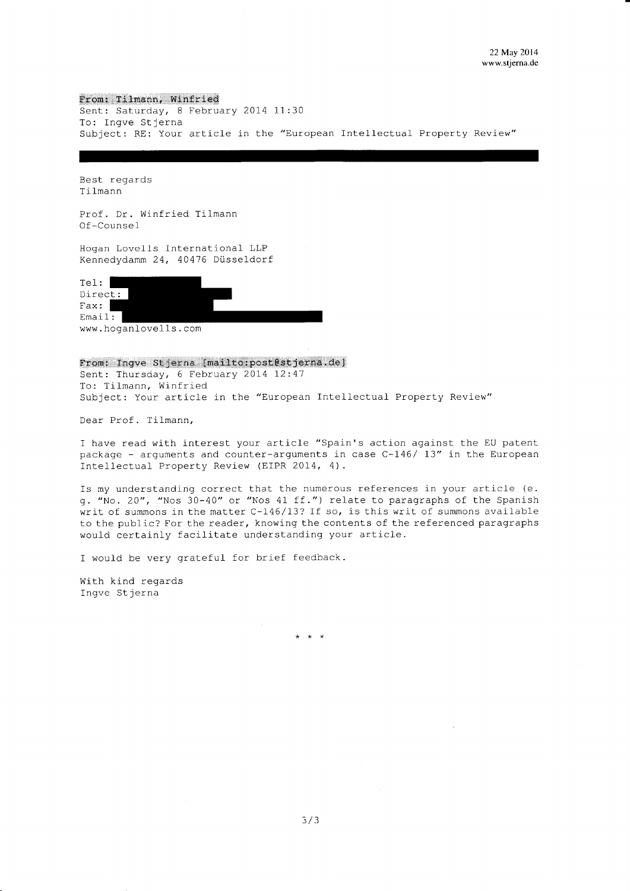22 May 2014
www.stjerna.de

**From: Tilmann, Winfried**
Sent: Saturday, 8 February 2014 11:30
To: Ingve Stjerna
Subject: RE: Your article in the "European Intellectual Property Review"

Best regards
Tilmann

Prof. Dr. Winfried Tilmann
Of-Counsel

Hogan Lovells International LLP
Kennedydamm 24, 40476 Düsseldorf

Tel:
Direct:
Fax:
Email:
www.hoganlovells.com

**From: Ingve Stjerna [mailto:post@stjerna.de]**
Sent: Thursday, 6 February 2014 12:47
To: Tilmann, Winfried
Subject: Your article in the "European Intellectual Property Review"

Dear Prof. Tilmann,

I have read with interest your article "Spain's action against the EU patent package - arguments and counter-arguments in case C-146/ 13" in the European Intellectual Property Review (EIPR 2014, 4).

Is my understanding correct that the numerous references in your article (e. g. "No. 20", "Nos 30-40" or "Nos 41 ff.") relate to paragraphs of the Spanish writ of summons in the matter C-146/13? If so, is this writ of summons available to the public? For the reader, knowing the contents of the referenced paragraphs would certainly facilitate understanding your article.

I would be very grateful for brief feedback.

With kind regards
Ingve Stjerna

\* \* \*